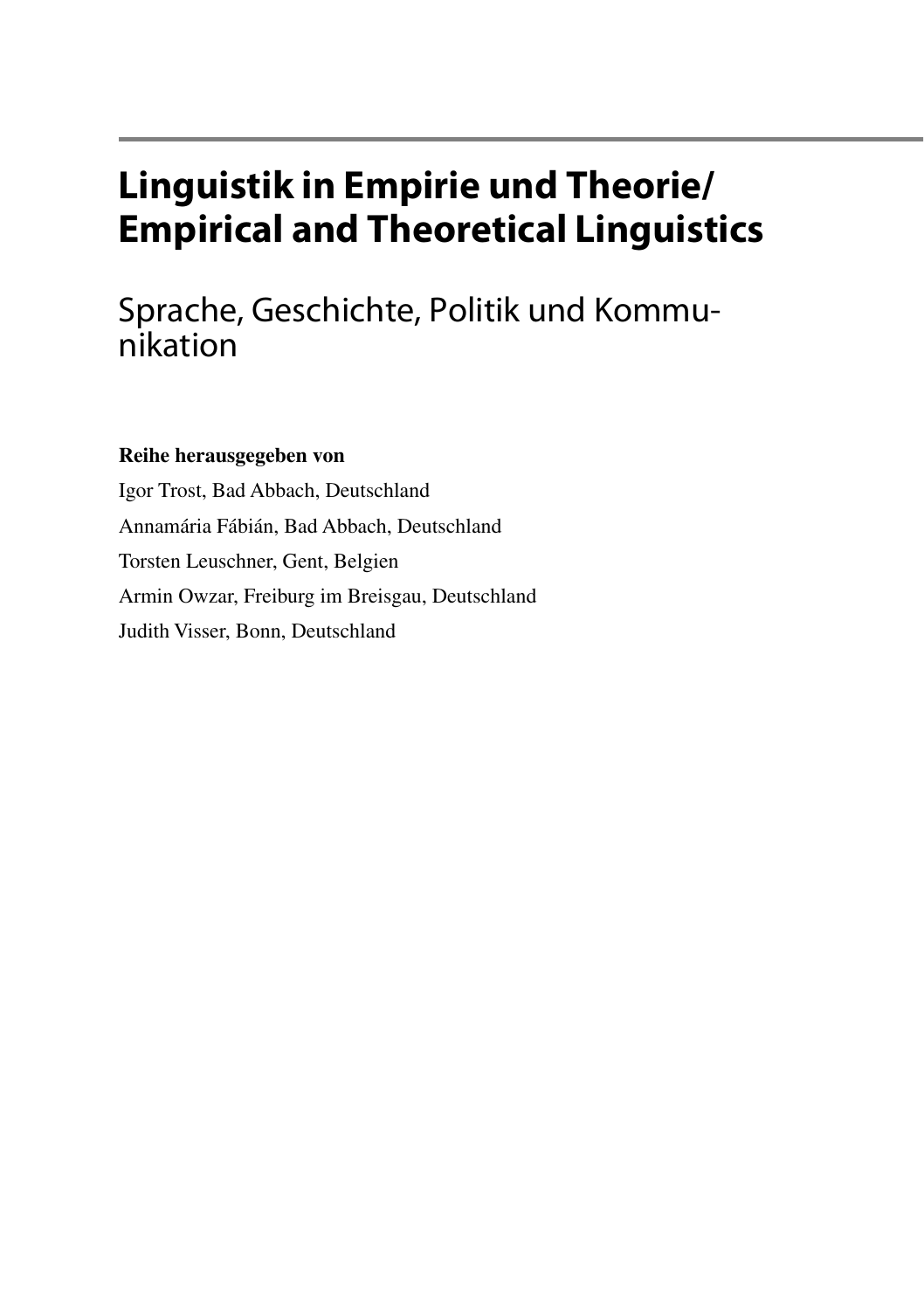# Linguistik in Empirie und Theorie/ Empirical and Theoretical Linguistics

## Sprache, Geschichte, Politik und Kommunikation

**Reihe herausgegeben von**

Igor Trost, Bad Abbach, Deutschland

Annamária Fábián, Bad Abbach, Deutschland

Torsten Leuschner, Gent, Belgien

Armin Owzar, Freiburg im Breisgau, Deutschland

Judith Visser, Bonn, Deutschland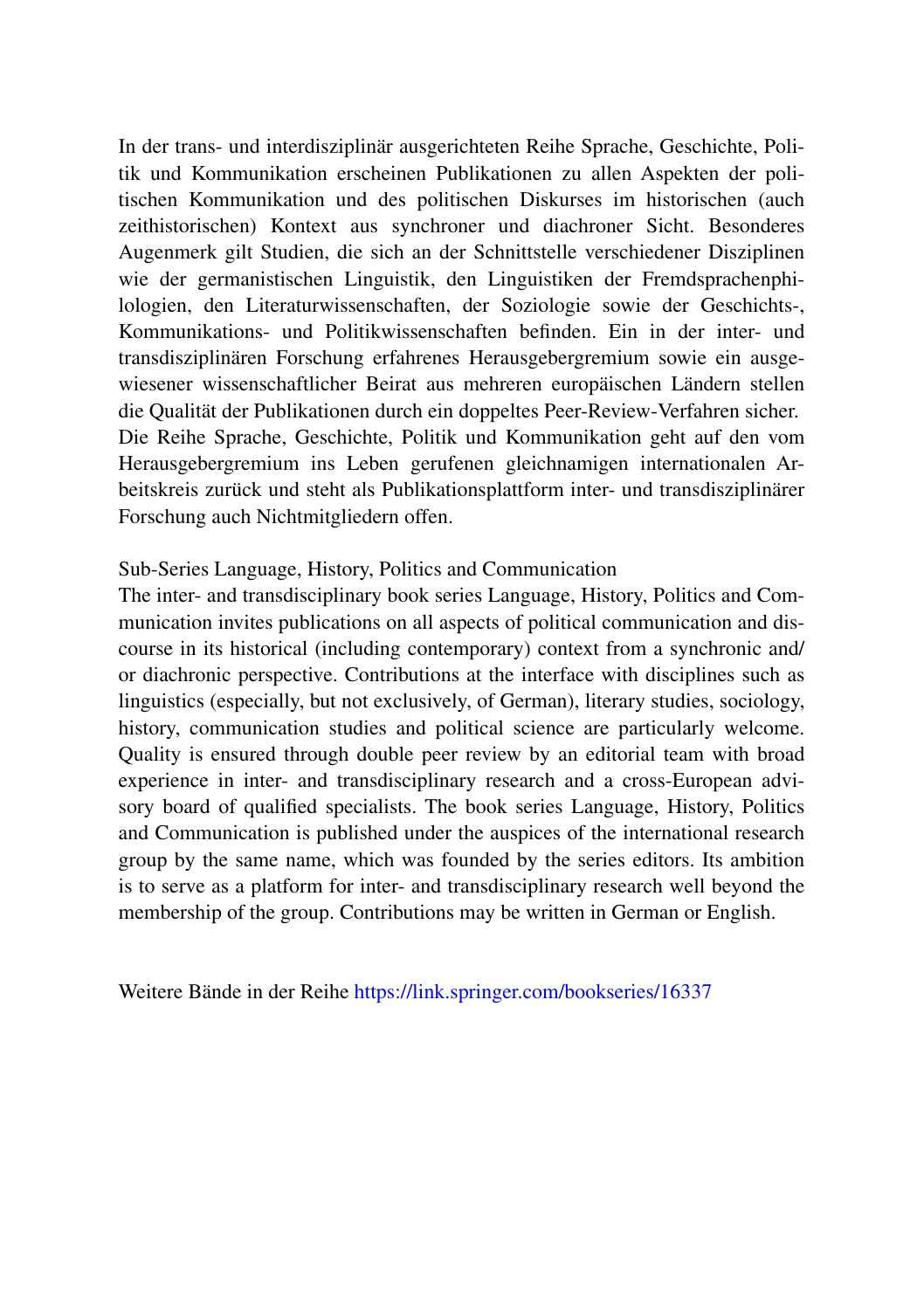In der trans- und interdisziplinär ausgerichteten Reihe Sprache, Geschichte, Politik und Kommunikation erscheinen Publikationen zu allen Aspekten der politischen Kommunikation und des politischen Diskurses im historischen (auch zeithistorischen) Kontext aus synchroner und diachroner Sicht. Besonderes Augenmerk gilt Studien, die sich an der Schnittstelle verschiedener Disziplinen wie der germanistischen Linguistik, den Linguistiken der Fremdsprachenphilologien, den Literaturwissenschaften, der Soziologie sowie der Geschichts-, Kommunikations- und Politikwissenschaften befinden. Ein in der inter- und transdisziplinären Forschung erfahrenes Herausgebergremium sowie ein ausgewiesener wissenschaftlicher Beirat aus mehreren europäischen Ländern stellen die Qualität der Publikationen durch ein doppeltes Peer-Review-Verfahren sicher.
Die Reihe Sprache, Geschichte, Politik und Kommunikation geht auf den vom Herausgebergremium ins Leben gerufenen gleichnamigen internationalen Arbeitskreis zurück und steht als Publikationsplattform inter- und transdisziplinärer Forschung auch Nichtmitgliedern offen.

Sub-Series Language, History, Politics and Communication
The inter- and transdisciplinary book series Language, History, Politics and Communication invites publications on all aspects of political communication and discourse in its historical (including contemporary) context from a synchronic and/or diachronic perspective. Contributions at the interface with disciplines such as linguistics (especially, but not exclusively, of German), literary studies, sociology, history, communication studies and political science are particularly welcome. Quality is ensured through double peer review by an editorial team with broad experience in inter- and transdisciplinary research and a cross-European advisory board of qualified specialists. The book series Language, History, Politics and Communication is published under the auspices of the international research group by the same name, which was founded by the series editors. Its ambition is to serve as a platform for inter- and transdisciplinary research well beyond the membership of the group. Contributions may be written in German or English.

Weitere Bände in der Reihe https://link.springer.com/bookseries/16337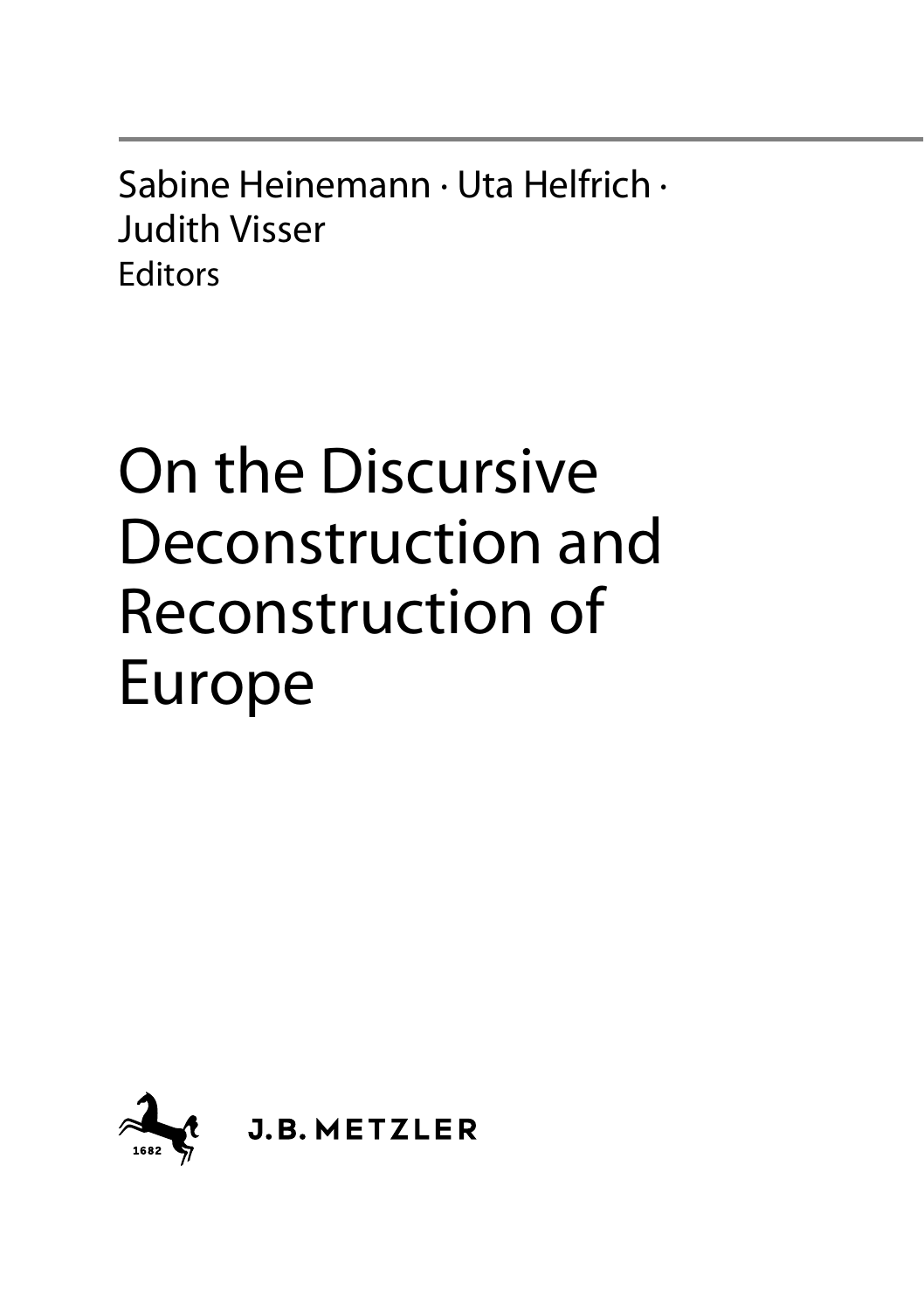Sabine Heinemann · Uta Helfrich ·
Judith Visser
Editors

# On the Discursive Deconstruction and Reconstruction of Europe

1682

J.B. METZLER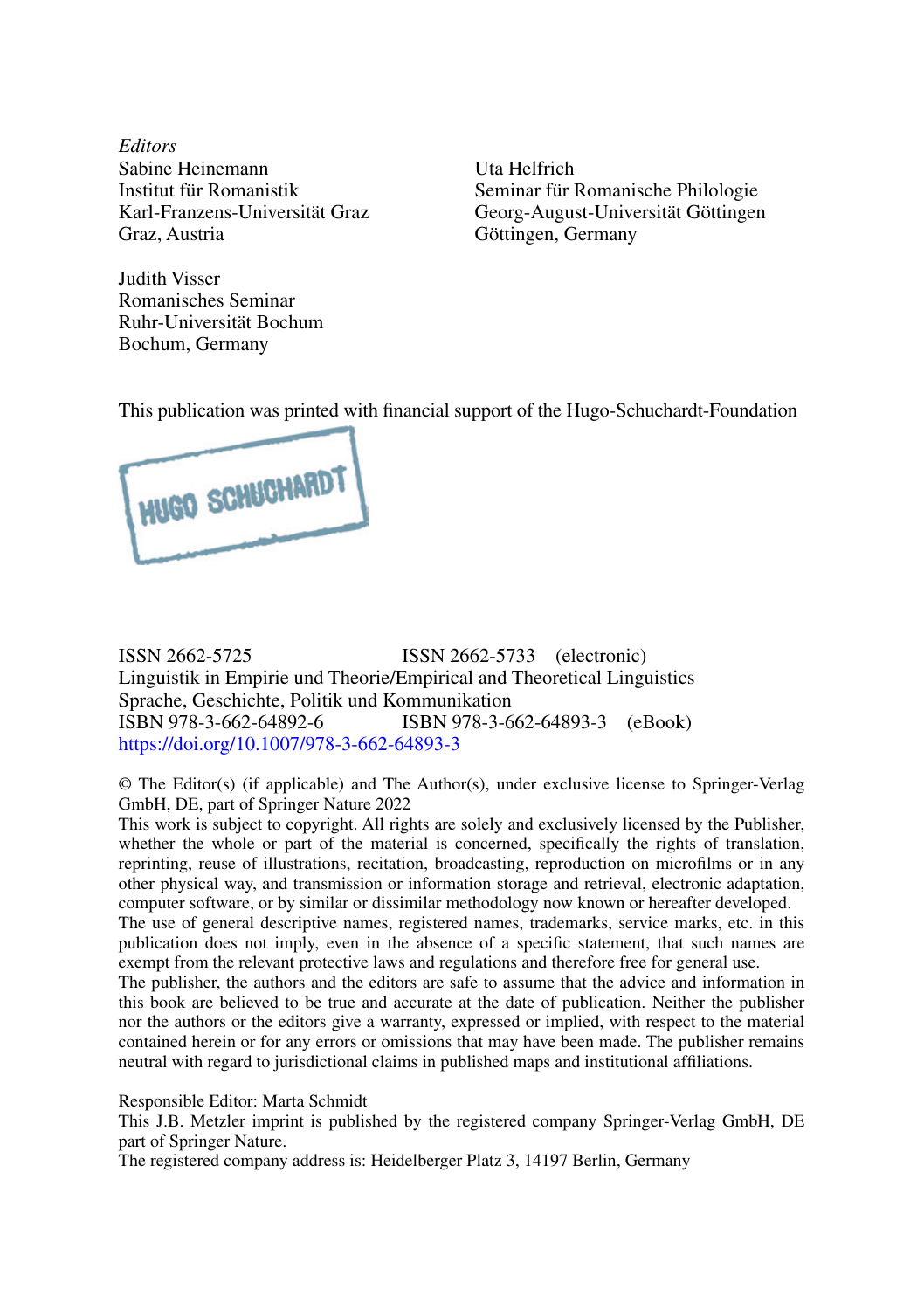*Editors*

Sabine Heinemann
Institut für Romanistik
Karl-Franzens-Universität Graz
Graz, Austria

Uta Helfrich
Seminar für Romanische Philologie
Georg-August-Universität Göttingen
Göttingen, Germany

Judith Visser
Romanisches Seminar
Ruhr-Universität Bochum
Bochum, Germany

This publication was printed with financial support of the Hugo-Schuchardt-Foundation

HUGO SCHUCHARDT

ISSN 2662-5725 ISSN 2662-5733 (electronic)
Linguistik in Empirie und Theorie/Empirical and Theoretical Linguistics
Sprache, Geschichte, Politik und Kommunikation
ISBN 978-3-662-64892-6 ISBN 978-3-662-64893-3 (eBook)
https://doi.org/10.1007/978-3-662-64893-3

© The Editor(s) (if applicable) and The Author(s), under exclusive license to Springer-Verlag GmbH, DE, part of Springer Nature 2022
This work is subject to copyright. All rights are solely and exclusively licensed by the Publisher, whether the whole or part of the material is concerned, specifically the rights of translation, reprinting, reuse of illustrations, recitation, broadcasting, reproduction on microfilms or in any other physical way, and transmission or information storage and retrieval, electronic adaptation, computer software, or by similar or dissimilar methodology now known or hereafter developed.
The use of general descriptive names, registered names, trademarks, service marks, etc. in this publication does not imply, even in the absence of a specific statement, that such names are exempt from the relevant protective laws and regulations and therefore free for general use.
The publisher, the authors and the editors are safe to assume that the advice and information in this book are believed to be true and accurate at the date of publication. Neither the publisher nor the authors or the editors give a warranty, expressed or implied, with respect to the material contained herein or for any errors or omissions that may have been made. The publisher remains neutral with regard to jurisdictional claims in published maps and institutional affiliations.

Responsible Editor: Marta Schmidt
This J.B. Metzler imprint is published by the registered company Springer-Verlag GmbH, DE part of Springer Nature.
The registered company address is: Heidelberger Platz 3, 14197 Berlin, Germany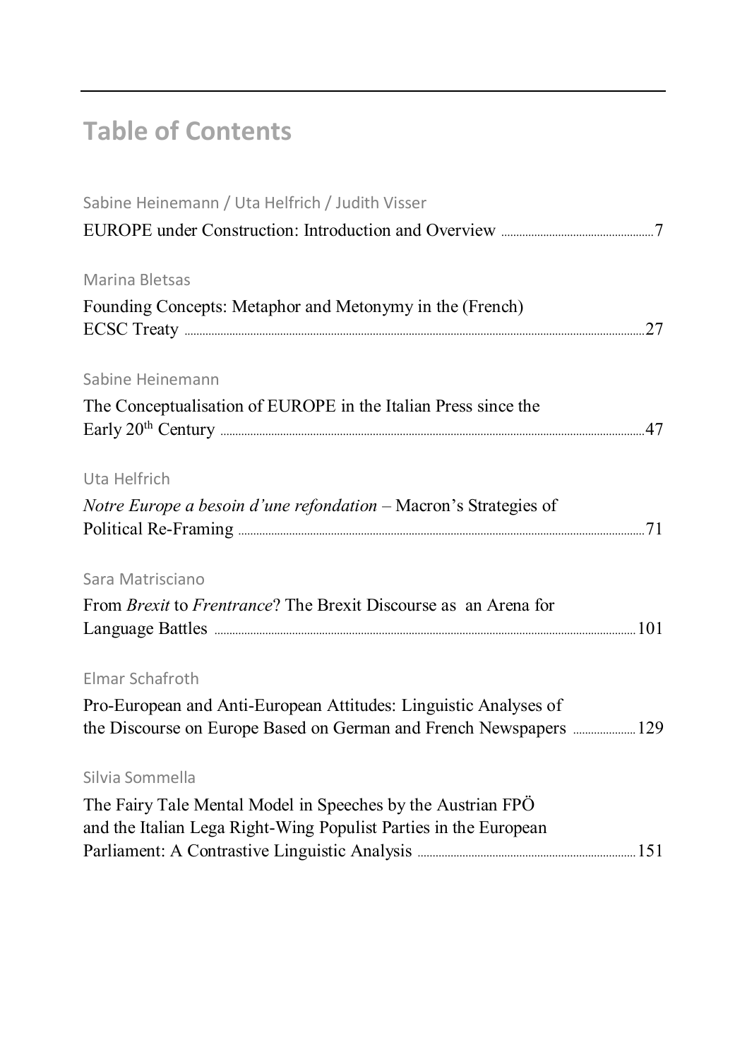# Table of Contents

Sabine Heinemann / Uta Helfrich / Judith Visser

EUROPE under Construction: Introduction and Overview ........ 7

Marina Bletsas

Founding Concepts: Metaphor and Metonymy in the (French) ECSC Treaty ........ 27

Sabine Heinemann

The Conceptualisation of EUROPE in the Italian Press since the Early 20th Century ........ 47

Uta Helfrich

*Notre Europe a besoin d'une refondation* – Macron's Strategies of Political Re-Framing ........ 71

Sara Matrisciano

From *Brexit* to *Frentrance*? The Brexit Discourse as an Arena for Language Battles ........ 101

Elmar Schafroth

Pro-European and Anti-European Attitudes: Linguistic Analyses of the Discourse on Europe Based on German and French Newspapers ........ 129

Silvia Sommella

The Fairy Tale Mental Model in Speeches by the Austrian FPÖ and the Italian Lega Right-Wing Populist Parties in the European Parliament: A Contrastive Linguistic Analysis ........ 151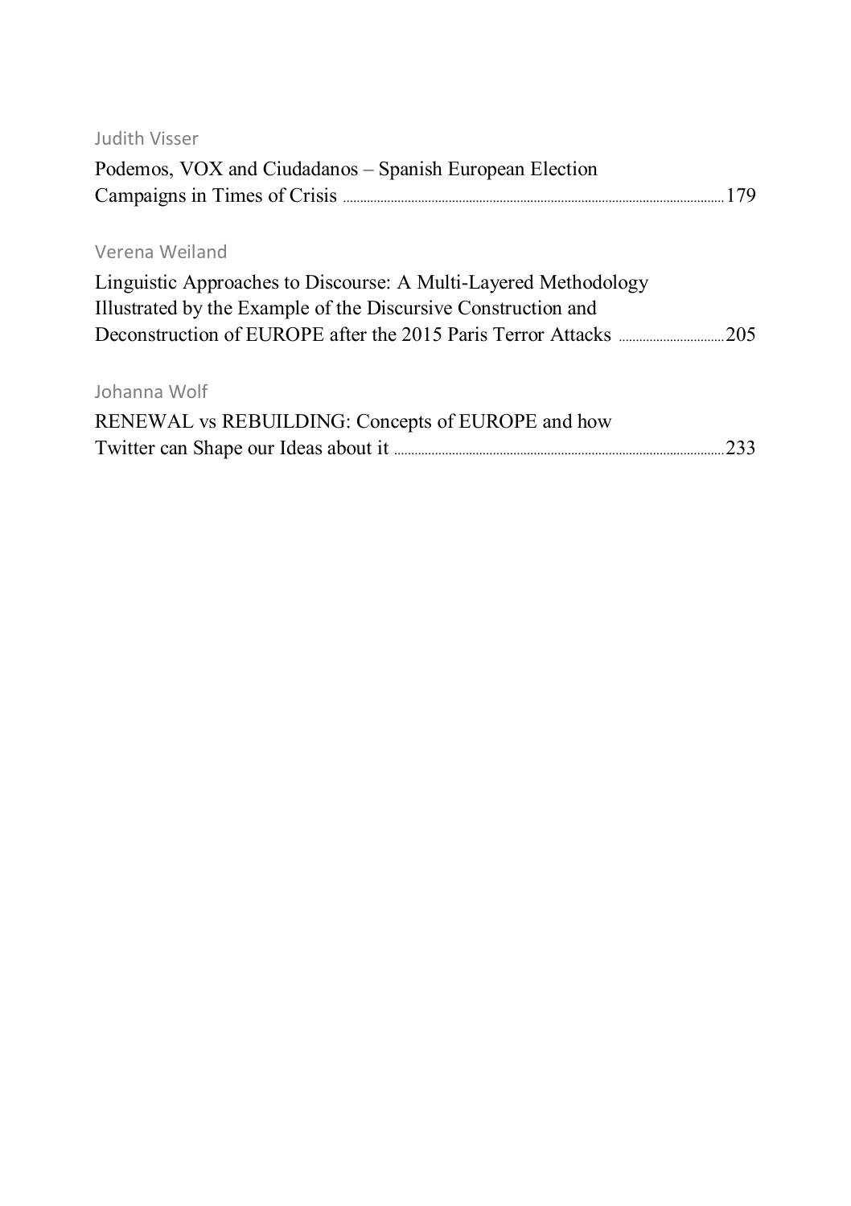Judith Visser

Podemos, VOX and Ciudadanos – Spanish European Election Campaigns in Times of Crisis ........ 179

Verena Weiland

Linguistic Approaches to Discourse: A Multi-Layered Methodology Illustrated by the Example of the Discursive Construction and Deconstruction of EUROPE after the 2015 Paris Terror Attacks ........ 205

Johanna Wolf

RENEWAL vs REBUILDING: Concepts of EUROPE and how Twitter can Shape our Ideas about it ........ 233